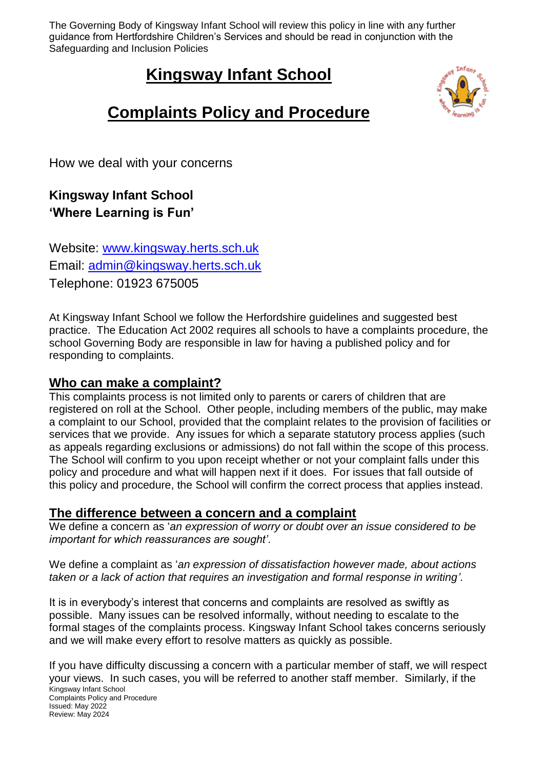The Governing Body of Kingsway Infant School will review this policy in line with any further guidance from Hertfordshire Children's Services and should be read in conjunction with the Safeguarding and Inclusion Policies

# Kingsway Infant School

# Complaints Policy and Procedure

How we deal with your concerns

**Kingsway Infant School**
**'Where Learning is Fun'**

Website: [www.kingsway.herts.sch.uk](www.kingsway.herts.sch.uk)
Email: [admin@kingsway.herts.sch.uk](mailto:admin@kingsway.herts.sch.uk)
Telephone: 01923 675005

At Kingsway Infant School we follow the Herfordshire guidelines and suggested best practice. The Education Act 2002 requires all schools to have a complaints procedure, the school Governing Body are responsible in law for having a published policy and for responding to complaints.

## Who can make a complaint?

This complaints process is not limited only to parents or carers of children that are registered on roll at the School. Other people, including members of the public, may make a complaint to our School, provided that the complaint relates to the provision of facilities or services that we provide. Any issues for which a separate statutory process applies (such as appeals regarding exclusions or admissions) do not fall within the scope of this process. The School will confirm to you upon receipt whether or not your complaint falls under this policy and procedure and what will happen next if it does. For issues that fall outside of this policy and procedure, the School will confirm the correct process that applies instead.

## The difference between a concern and a complaint

We define a concern as '*an expression of worry or doubt over an issue considered to be important for which reassurances are sought*'.

We define a complaint as '*an expression of dissatisfaction however made, about actions taken or a lack of action that requires an investigation and formal response in writing'*.

It is in everybody's interest that concerns and complaints are resolved as swiftly as possible. Many issues can be resolved informally, without needing to escalate to the formal stages of the complaints process. Kingsway Infant School takes concerns seriously and we will make every effort to resolve matters as quickly as possible.

If you have difficulty discussing a concern with a particular member of staff, we will respect your views. In such cases, you will be referred to another staff member. Similarly, if the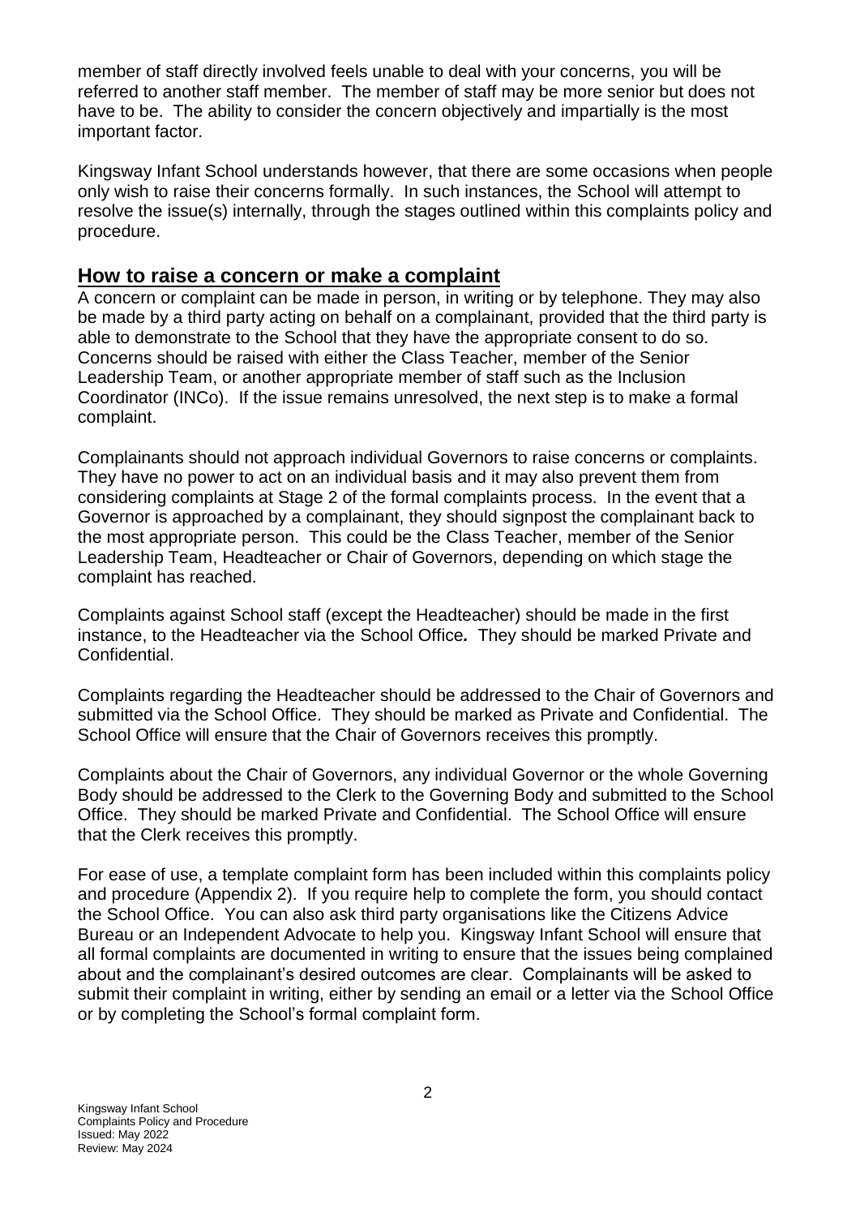member of staff directly involved feels unable to deal with your concerns, you will be referred to another staff member. The member of staff may be more senior but does not have to be. The ability to consider the concern objectively and impartially is the most important factor.

Kingsway Infant School understands however, that there are some occasions when people only wish to raise their concerns formally. In such instances, the School will attempt to resolve the issue(s) internally, through the stages outlined within this complaints policy and procedure.

## How to raise a concern or make a complaint

A concern or complaint can be made in person, in writing or by telephone. They may also be made by a third party acting on behalf on a complainant, provided that the third party is able to demonstrate to the School that they have the appropriate consent to do so. Concerns should be raised with either the Class Teacher, member of the Senior Leadership Team, or another appropriate member of staff such as the Inclusion Coordinator (INCo). If the issue remains unresolved, the next step is to make a formal complaint.

Complainants should not approach individual Governors to raise concerns or complaints. They have no power to act on an individual basis and it may also prevent them from considering complaints at Stage 2 of the formal complaints process. In the event that a Governor is approached by a complainant, they should signpost the complainant back to the most appropriate person. This could be the Class Teacher, member of the Senior Leadership Team, Headteacher or Chair of Governors, depending on which stage the complaint has reached.

Complaints against School staff (except the Headteacher) should be made in the first instance, to the Headteacher via the School Office*.* They should be marked Private and Confidential.

Complaints regarding the Headteacher should be addressed to the Chair of Governors and submitted via the School Office. They should be marked as Private and Confidential. The School Office will ensure that the Chair of Governors receives this promptly.

Complaints about the Chair of Governors, any individual Governor or the whole Governing Body should be addressed to the Clerk to the Governing Body and submitted to the School Office. They should be marked Private and Confidential. The School Office will ensure that the Clerk receives this promptly.

For ease of use, a template complaint form has been included within this complaints policy and procedure (Appendix 2). If you require help to complete the form, you should contact the School Office. You can also ask third party organisations like the Citizens Advice Bureau or an Independent Advocate to help you. Kingsway Infant School will ensure that all formal complaints are documented in writing to ensure that the issues being complained about and the complainant's desired outcomes are clear. Complainants will be asked to submit their complaint in writing, either by sending an email or a letter via the School Office or by completing the School's formal complaint form.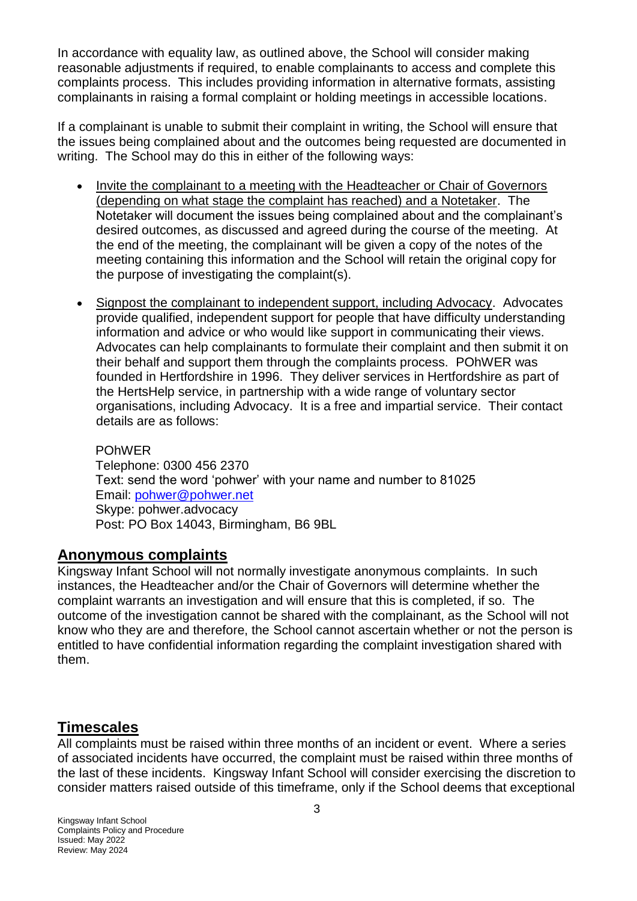In accordance with equality law, as outlined above, the School will consider making reasonable adjustments if required, to enable complainants to access and complete this complaints process. This includes providing information in alternative formats, assisting complainants in raising a formal complaint or holding meetings in accessible locations.

If a complainant is unable to submit their complaint in writing, the School will ensure that the issues being complained about and the outcomes being requested are documented in writing. The School may do this in either of the following ways:

- Invite the complainant to a meeting with the Headteacher or Chair of Governors (depending on what stage the complaint has reached) and a Notetaker. The Notetaker will document the issues being complained about and the complainant's desired outcomes, as discussed and agreed during the course of the meeting. At the end of the meeting, the complainant will be given a copy of the notes of the meeting containing this information and the School will retain the original copy for the purpose of investigating the complaint(s).

- Signpost the complainant to independent support, including Advocacy. Advocates provide qualified, independent support for people that have difficulty understanding information and advice or who would like support in communicating their views. Advocates can help complainants to formulate their complaint and then submit it on their behalf and support them through the complaints process. POhWER was founded in Hertfordshire in 1996. They deliver services in Hertfordshire as part of the HertsHelp service, in partnership with a wide range of voluntary sector organisations, including Advocacy. It is a free and impartial service. Their contact details are as follows:

  POhWER
  Telephone: 0300 456 2370
  Text: send the word 'pohwer' with your name and number to 81025
  Email: pohwer@pohwer.net
  Skype: pohwer.advocacy
  Post: PO Box 14043, Birmingham, B6 9BL

## Anonymous complaints

Kingsway Infant School will not normally investigate anonymous complaints. In such instances, the Headteacher and/or the Chair of Governors will determine whether the complaint warrants an investigation and will ensure that this is completed, if so. The outcome of the investigation cannot be shared with the complainant, as the School will not know who they are and therefore, the School cannot ascertain whether or not the person is entitled to have confidential information regarding the complaint investigation shared with them.

## Timescales

All complaints must be raised within three months of an incident or event. Where a series of associated incidents have occurred, the complaint must be raised within three months of the last of these incidents. Kingsway Infant School will consider exercising the discretion to consider matters raised outside of this timeframe, only if the School deems that exceptional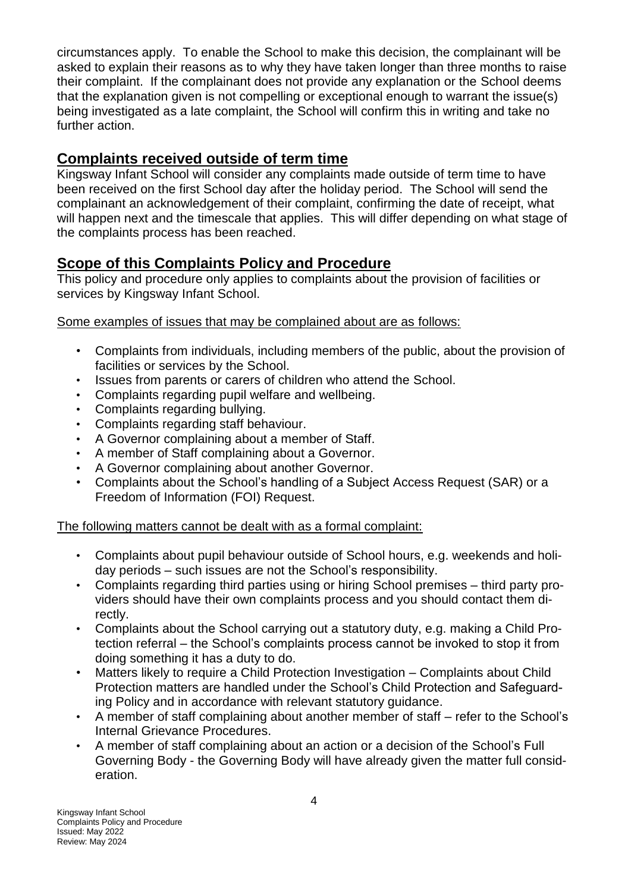circumstances apply. To enable the School to make this decision, the complainant will be asked to explain their reasons as to why they have taken longer than three months to raise their complaint. If the complainant does not provide any explanation or the School deems that the explanation given is not compelling or exceptional enough to warrant the issue(s) being investigated as a late complaint, the School will confirm this in writing and take no further action.

## Complaints received outside of term time

Kingsway Infant School will consider any complaints made outside of term time to have been received on the first School day after the holiday period. The School will send the complainant an acknowledgement of their complaint, confirming the date of receipt, what will happen next and the timescale that applies. This will differ depending on what stage of the complaints process has been reached.

## Scope of this Complaints Policy and Procedure

This policy and procedure only applies to complaints about the provision of facilities or services by Kingsway Infant School.

Some examples of issues that may be complained about are as follows:

- Complaints from individuals, including members of the public, about the provision of facilities or services by the School.
- Issues from parents or carers of children who attend the School.
- Complaints regarding pupil welfare and wellbeing.
- Complaints regarding bullying.
- Complaints regarding staff behaviour.
- A Governor complaining about a member of Staff.
- A member of Staff complaining about a Governor.
- A Governor complaining about another Governor.
- Complaints about the School's handling of a Subject Access Request (SAR) or a Freedom of Information (FOI) Request.

The following matters cannot be dealt with as a formal complaint:

- Complaints about pupil behaviour outside of School hours, e.g. weekends and holiday periods – such issues are not the School's responsibility.
- Complaints regarding third parties using or hiring School premises – third party providers should have their own complaints process and you should contact them directly.
- Complaints about the School carrying out a statutory duty, e.g. making a Child Protection referral – the School's complaints process cannot be invoked to stop it from doing something it has a duty to do.
- Matters likely to require a Child Protection Investigation – Complaints about Child Protection matters are handled under the School's Child Protection and Safeguarding Policy and in accordance with relevant statutory guidance.
- A member of staff complaining about another member of staff – refer to the School's Internal Grievance Procedures.
- A member of staff complaining about an action or a decision of the School's Full Governing Body - the Governing Body will have already given the matter full consideration.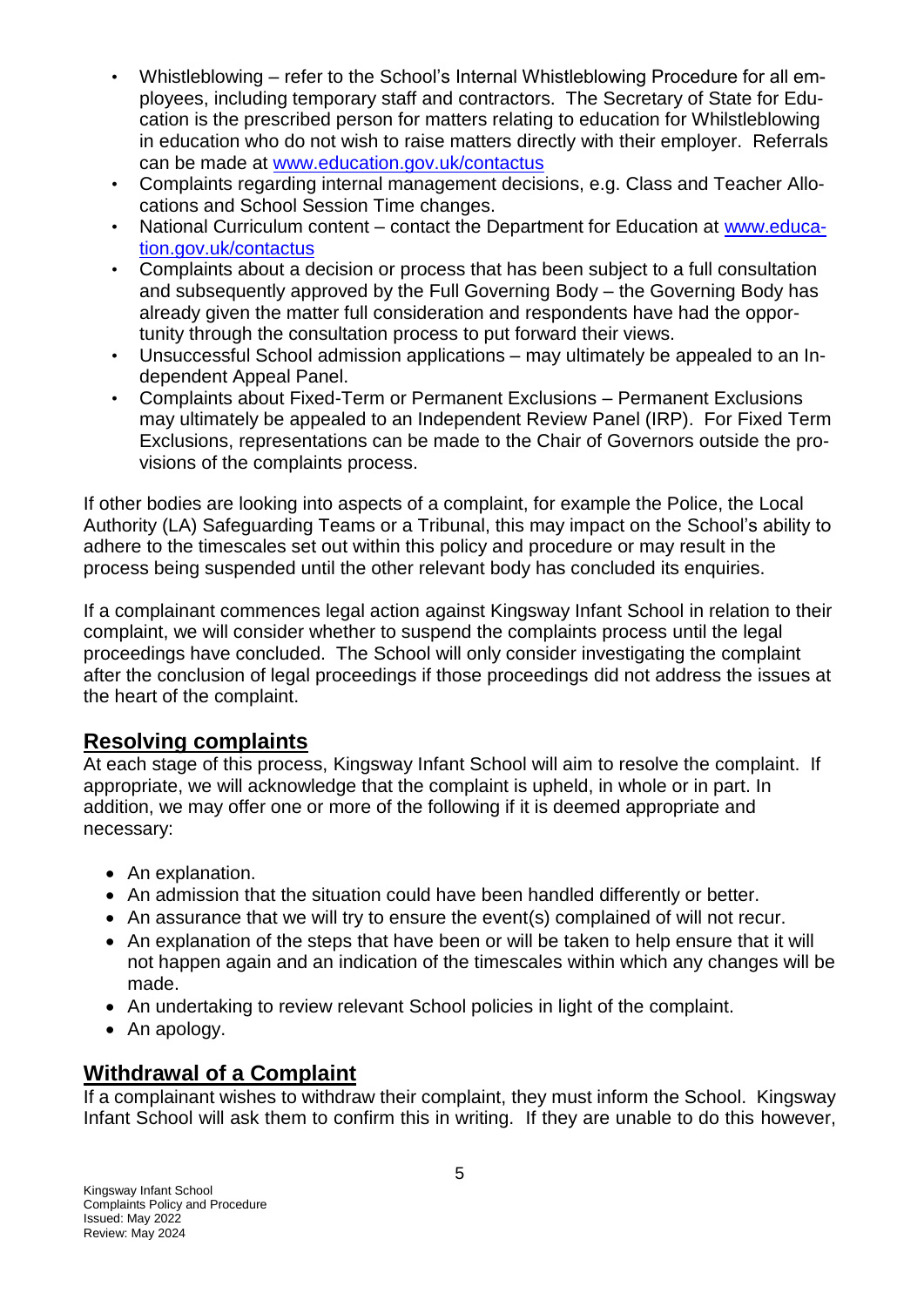- Whistleblowing – refer to the School's Internal Whistleblowing Procedure for all employees, including temporary staff and contractors. The Secretary of State for Education is the prescribed person for matters relating to education for Whilstleblowing in education who do not wish to raise matters directly with their employer. Referrals can be made at [www.education.gov.uk/contactus](www.education.gov.uk/contactus)
- Complaints regarding internal management decisions, e.g. Class and Teacher Allocations and School Session Time changes.
- National Curriculum content – contact the Department for Education at [www.education.gov.uk/contactus](www.education.gov.uk/contactus)
- Complaints about a decision or process that has been subject to a full consultation and subsequently approved by the Full Governing Body – the Governing Body has already given the matter full consideration and respondents have had the opportunity through the consultation process to put forward their views.
- Unsuccessful School admission applications – may ultimately be appealed to an Independent Appeal Panel.
- Complaints about Fixed-Term or Permanent Exclusions – Permanent Exclusions may ultimately be appealed to an Independent Review Panel (IRP). For Fixed Term Exclusions, representations can be made to the Chair of Governors outside the provisions of the complaints process.

If other bodies are looking into aspects of a complaint, for example the Police, the Local Authority (LA) Safeguarding Teams or a Tribunal, this may impact on the School's ability to adhere to the timescales set out within this policy and procedure or may result in the process being suspended until the other relevant body has concluded its enquiries.

If a complainant commences legal action against Kingsway Infant School in relation to their complaint, we will consider whether to suspend the complaints process until the legal proceedings have concluded. The School will only consider investigating the complaint after the conclusion of legal proceedings if those proceedings did not address the issues at the heart of the complaint.

## Resolving complaints

At each stage of this process, Kingsway Infant School will aim to resolve the complaint. If appropriate, we will acknowledge that the complaint is upheld, in whole or in part. In addition, we may offer one or more of the following if it is deemed appropriate and necessary:

- An explanation.
- An admission that the situation could have been handled differently or better.
- An assurance that we will try to ensure the event(s) complained of will not recur.
- An explanation of the steps that have been or will be taken to help ensure that it will not happen again and an indication of the timescales within which any changes will be made.
- An undertaking to review relevant School policies in light of the complaint.
- An apology.

## Withdrawal of a Complaint

If a complainant wishes to withdraw their complaint, they must inform the School. Kingsway Infant School will ask them to confirm this in writing. If they are unable to do this however,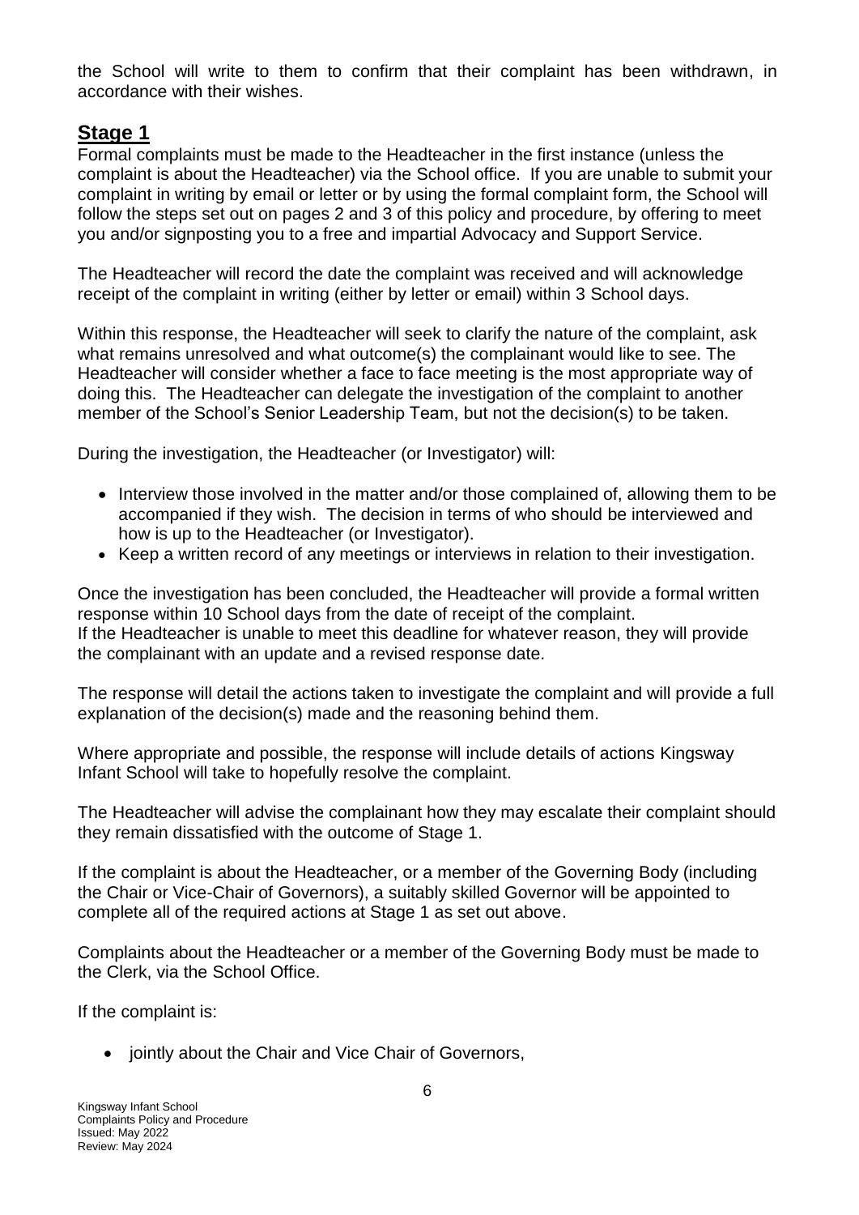the School will write to them to confirm that their complaint has been withdrawn, in accordance with their wishes.

## Stage 1

Formal complaints must be made to the Headteacher in the first instance (unless the complaint is about the Headteacher) via the School office. If you are unable to submit your complaint in writing by email or letter or by using the formal complaint form, the School will follow the steps set out on pages 2 and 3 of this policy and procedure, by offering to meet you and/or signposting you to a free and impartial Advocacy and Support Service.

The Headteacher will record the date the complaint was received and will acknowledge receipt of the complaint in writing (either by letter or email) within 3 School days.

Within this response, the Headteacher will seek to clarify the nature of the complaint, ask what remains unresolved and what outcome(s) the complainant would like to see. The Headteacher will consider whether a face to face meeting is the most appropriate way of doing this. The Headteacher can delegate the investigation of the complaint to another member of the School's Senior Leadership Team, but not the decision(s) to be taken.

During the investigation, the Headteacher (or Investigator) will:

- Interview those involved in the matter and/or those complained of, allowing them to be accompanied if they wish. The decision in terms of who should be interviewed and how is up to the Headteacher (or Investigator).
- Keep a written record of any meetings or interviews in relation to their investigation.

Once the investigation has been concluded, the Headteacher will provide a formal written response within 10 School days from the date of receipt of the complaint.
If the Headteacher is unable to meet this deadline for whatever reason, they will provide the complainant with an update and a revised response date.

The response will detail the actions taken to investigate the complaint and will provide a full explanation of the decision(s) made and the reasoning behind them.

Where appropriate and possible, the response will include details of actions Kingsway Infant School will take to hopefully resolve the complaint.

The Headteacher will advise the complainant how they may escalate their complaint should they remain dissatisfied with the outcome of Stage 1.

If the complaint is about the Headteacher, or a member of the Governing Body (including the Chair or Vice-Chair of Governors), a suitably skilled Governor will be appointed to complete all of the required actions at Stage 1 as set out above.

Complaints about the Headteacher or a member of the Governing Body must be made to the Clerk, via the School Office.

If the complaint is:

- jointly about the Chair and Vice Chair of Governors,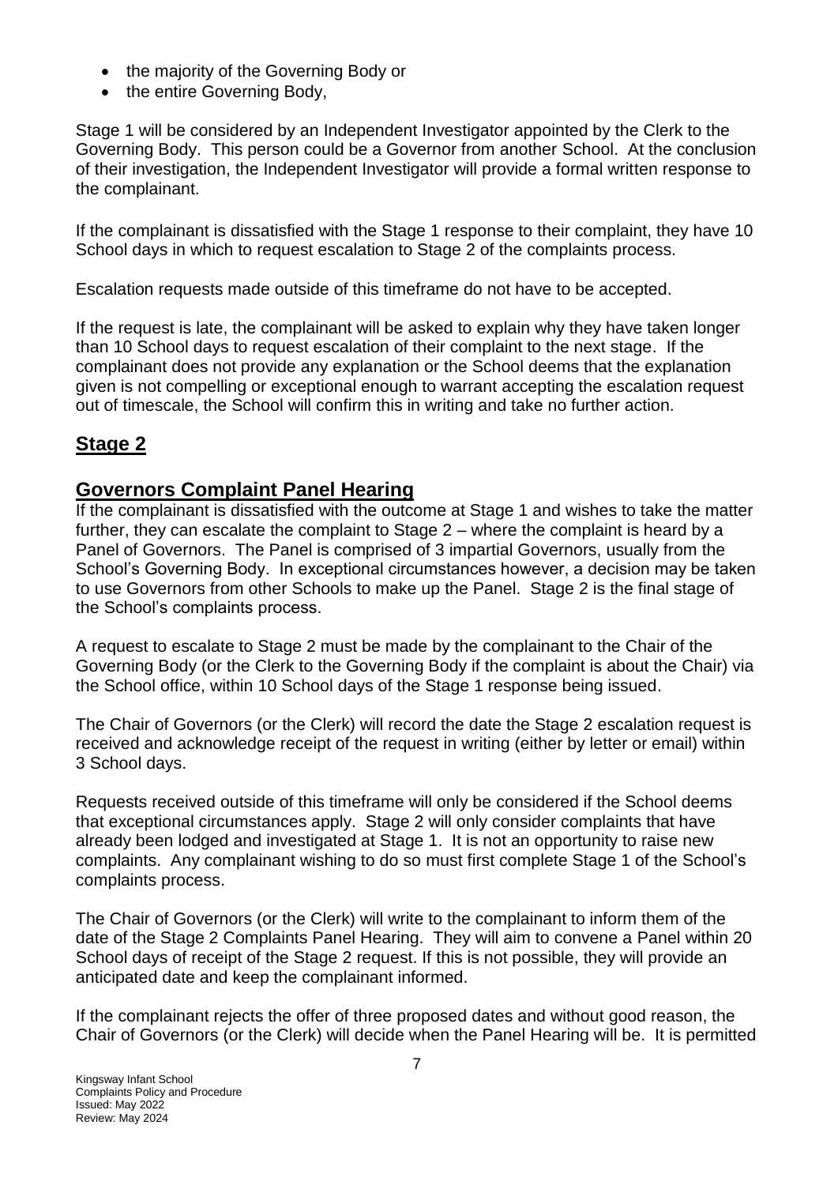- the majority of the Governing Body or
- the entire Governing Body,

Stage 1 will be considered by an Independent Investigator appointed by the Clerk to the Governing Body. This person could be a Governor from another School. At the conclusion of their investigation, the Independent Investigator will provide a formal written response to the complainant.

If the complainant is dissatisfied with the Stage 1 response to their complaint, they have 10 School days in which to request escalation to Stage 2 of the complaints process.

Escalation requests made outside of this timeframe do not have to be accepted.

If the request is late, the complainant will be asked to explain why they have taken longer than 10 School days to request escalation of their complaint to the next stage. If the complainant does not provide any explanation or the School deems that the explanation given is not compelling or exceptional enough to warrant accepting the escalation request out of timescale, the School will confirm this in writing and take no further action.

## Stage 2

## Governors Complaint Panel Hearing

If the complainant is dissatisfied with the outcome at Stage 1 and wishes to take the matter further, they can escalate the complaint to Stage 2 – where the complaint is heard by a Panel of Governors. The Panel is comprised of 3 impartial Governors, usually from the School's Governing Body. In exceptional circumstances however, a decision may be taken to use Governors from other Schools to make up the Panel. Stage 2 is the final stage of the School's complaints process.

A request to escalate to Stage 2 must be made by the complainant to the Chair of the Governing Body (or the Clerk to the Governing Body if the complaint is about the Chair) via the School office, within 10 School days of the Stage 1 response being issued.

The Chair of Governors (or the Clerk) will record the date the Stage 2 escalation request is received and acknowledge receipt of the request in writing (either by letter or email) within 3 School days.

Requests received outside of this timeframe will only be considered if the School deems that exceptional circumstances apply. Stage 2 will only consider complaints that have already been lodged and investigated at Stage 1. It is not an opportunity to raise new complaints. Any complainant wishing to do so must first complete Stage 1 of the School's complaints process.

The Chair of Governors (or the Clerk) will write to the complainant to inform them of the date of the Stage 2 Complaints Panel Hearing. They will aim to convene a Panel within 20 School days of receipt of the Stage 2 request. If this is not possible, they will provide an anticipated date and keep the complainant informed.

If the complainant rejects the offer of three proposed dates and without good reason, the Chair of Governors (or the Clerk) will decide when the Panel Hearing will be. It is permitted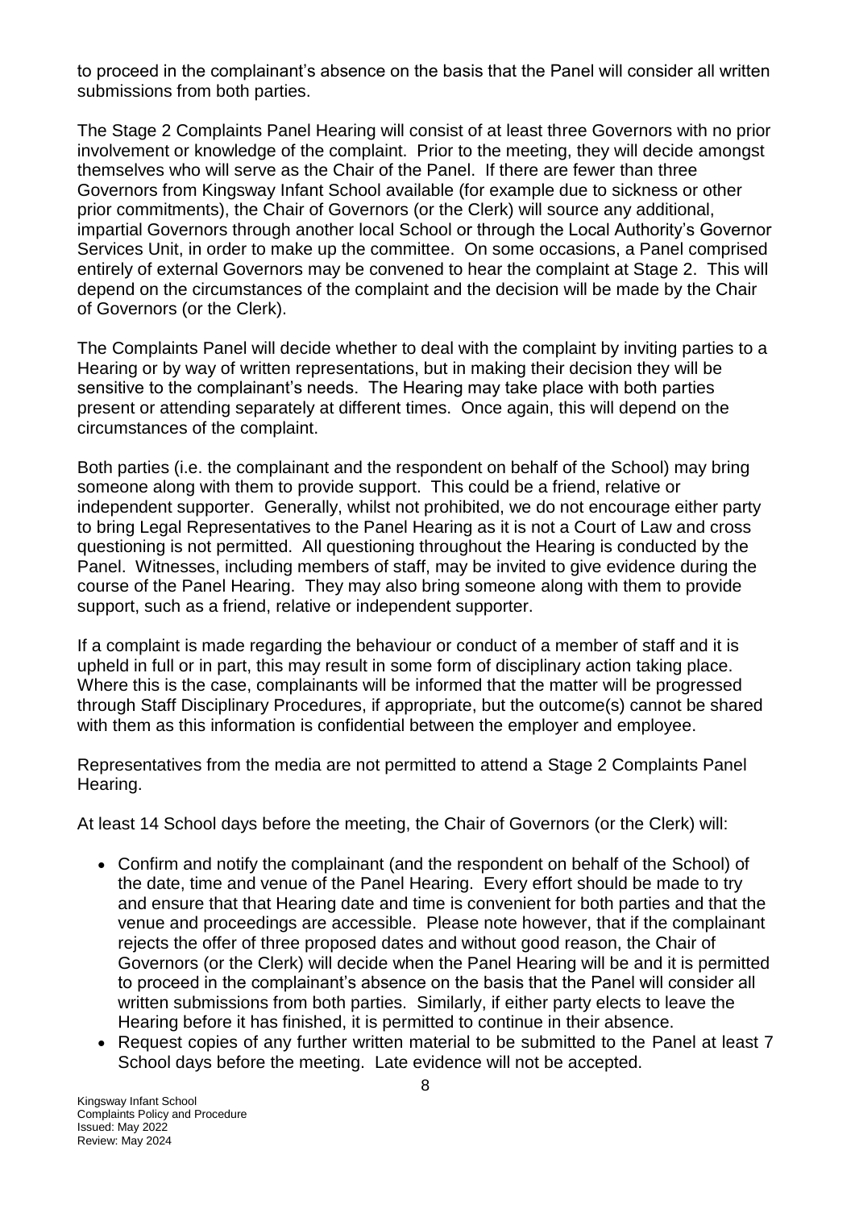to proceed in the complainant's absence on the basis that the Panel will consider all written submissions from both parties.

The Stage 2 Complaints Panel Hearing will consist of at least three Governors with no prior involvement or knowledge of the complaint. Prior to the meeting, they will decide amongst themselves who will serve as the Chair of the Panel. If there are fewer than three Governors from Kingsway Infant School available (for example due to sickness or other prior commitments), the Chair of Governors (or the Clerk) will source any additional, impartial Governors through another local School or through the Local Authority's Governor Services Unit, in order to make up the committee. On some occasions, a Panel comprised entirely of external Governors may be convened to hear the complaint at Stage 2. This will depend on the circumstances of the complaint and the decision will be made by the Chair of Governors (or the Clerk).

The Complaints Panel will decide whether to deal with the complaint by inviting parties to a Hearing or by way of written representations, but in making their decision they will be sensitive to the complainant's needs. The Hearing may take place with both parties present or attending separately at different times. Once again, this will depend on the circumstances of the complaint.

Both parties (i.e. the complainant and the respondent on behalf of the School) may bring someone along with them to provide support. This could be a friend, relative or independent supporter. Generally, whilst not prohibited, we do not encourage either party to bring Legal Representatives to the Panel Hearing as it is not a Court of Law and cross questioning is not permitted. All questioning throughout the Hearing is conducted by the Panel. Witnesses, including members of staff, may be invited to give evidence during the course of the Panel Hearing. They may also bring someone along with them to provide support, such as a friend, relative or independent supporter.

If a complaint is made regarding the behaviour or conduct of a member of staff and it is upheld in full or in part, this may result in some form of disciplinary action taking place. Where this is the case, complainants will be informed that the matter will be progressed through Staff Disciplinary Procedures, if appropriate, but the outcome(s) cannot be shared with them as this information is confidential between the employer and employee.

Representatives from the media are not permitted to attend a Stage 2 Complaints Panel Hearing.

At least 14 School days before the meeting, the Chair of Governors (or the Clerk) will:

- Confirm and notify the complainant (and the respondent on behalf of the School) of the date, time and venue of the Panel Hearing. Every effort should be made to try and ensure that that Hearing date and time is convenient for both parties and that the venue and proceedings are accessible. Please note however, that if the complainant rejects the offer of three proposed dates and without good reason, the Chair of Governors (or the Clerk) will decide when the Panel Hearing will be and it is permitted to proceed in the complainant's absence on the basis that the Panel will consider all written submissions from both parties. Similarly, if either party elects to leave the Hearing before it has finished, it is permitted to continue in their absence.
- Request copies of any further written material to be submitted to the Panel at least 7 School days before the meeting. Late evidence will not be accepted.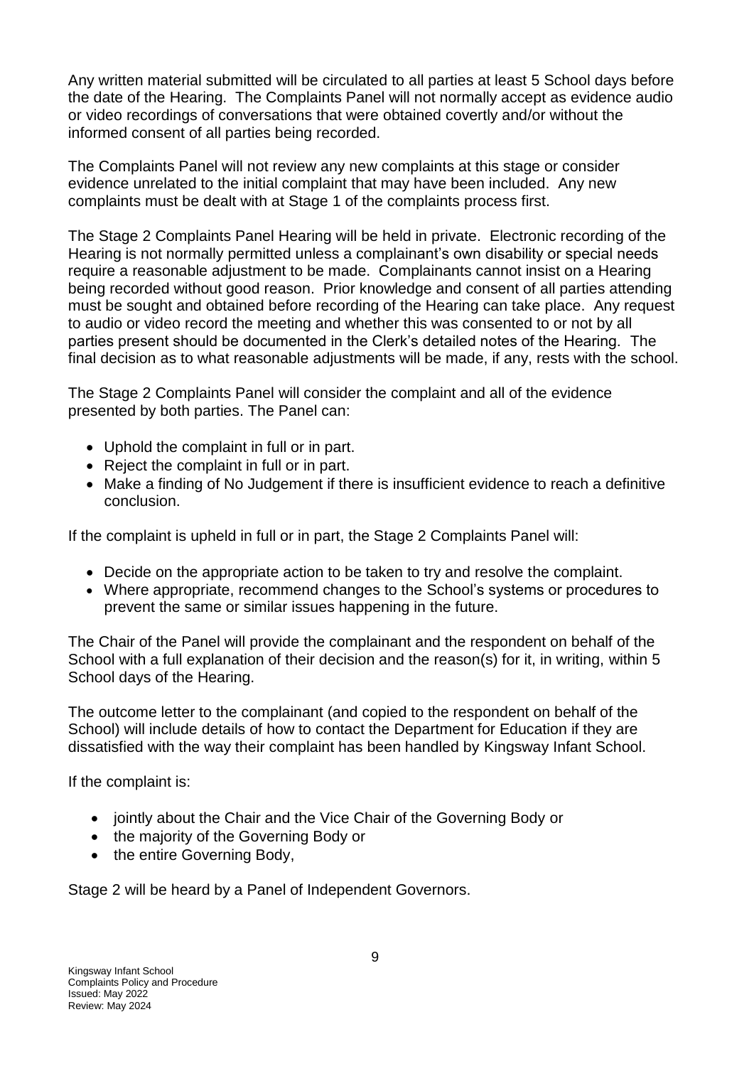Any written material submitted will be circulated to all parties at least 5 School days before the date of the Hearing. The Complaints Panel will not normally accept as evidence audio or video recordings of conversations that were obtained covertly and/or without the informed consent of all parties being recorded.

The Complaints Panel will not review any new complaints at this stage or consider evidence unrelated to the initial complaint that may have been included. Any new complaints must be dealt with at Stage 1 of the complaints process first.

The Stage 2 Complaints Panel Hearing will be held in private. Electronic recording of the Hearing is not normally permitted unless a complainant's own disability or special needs require a reasonable adjustment to be made. Complainants cannot insist on a Hearing being recorded without good reason. Prior knowledge and consent of all parties attending must be sought and obtained before recording of the Hearing can take place. Any request to audio or video record the meeting and whether this was consented to or not by all parties present should be documented in the Clerk's detailed notes of the Hearing. The final decision as to what reasonable adjustments will be made, if any, rests with the school.

The Stage 2 Complaints Panel will consider the complaint and all of the evidence presented by both parties. The Panel can:

- Uphold the complaint in full or in part.
- Reject the complaint in full or in part.
- Make a finding of No Judgement if there is insufficient evidence to reach a definitive conclusion.

If the complaint is upheld in full or in part, the Stage 2 Complaints Panel will:

- Decide on the appropriate action to be taken to try and resolve the complaint.
- Where appropriate, recommend changes to the School's systems or procedures to prevent the same or similar issues happening in the future.

The Chair of the Panel will provide the complainant and the respondent on behalf of the School with a full explanation of their decision and the reason(s) for it, in writing, within 5 School days of the Hearing.

The outcome letter to the complainant (and copied to the respondent on behalf of the School) will include details of how to contact the Department for Education if they are dissatisfied with the way their complaint has been handled by Kingsway Infant School.

If the complaint is:

- jointly about the Chair and the Vice Chair of the Governing Body or
- the majority of the Governing Body or
- the entire Governing Body,

Stage 2 will be heard by a Panel of Independent Governors.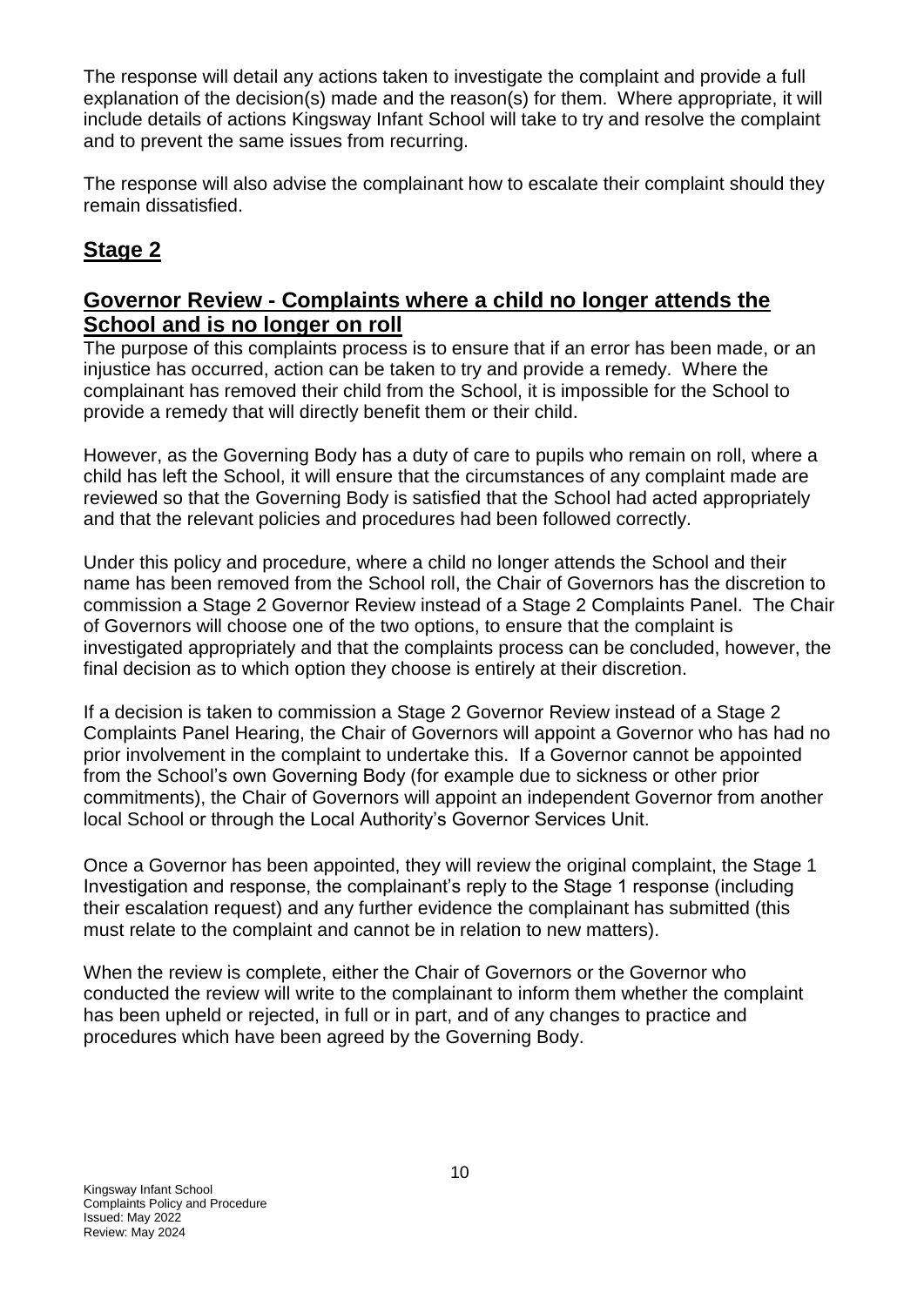The response will detail any actions taken to investigate the complaint and provide a full explanation of the decision(s) made and the reason(s) for them. Where appropriate, it will include details of actions Kingsway Infant School will take to try and resolve the complaint and to prevent the same issues from recurring.

The response will also advise the complainant how to escalate their complaint should they remain dissatisfied.

## Stage 2

## Governor Review - Complaints where a child no longer attends the School and is no longer on roll

The purpose of this complaints process is to ensure that if an error has been made, or an injustice has occurred, action can be taken to try and provide a remedy. Where the complainant has removed their child from the School, it is impossible for the School to provide a remedy that will directly benefit them or their child.

However, as the Governing Body has a duty of care to pupils who remain on roll, where a child has left the School, it will ensure that the circumstances of any complaint made are reviewed so that the Governing Body is satisfied that the School had acted appropriately and that the relevant policies and procedures had been followed correctly.

Under this policy and procedure, where a child no longer attends the School and their name has been removed from the School roll, the Chair of Governors has the discretion to commission a Stage 2 Governor Review instead of a Stage 2 Complaints Panel. The Chair of Governors will choose one of the two options, to ensure that the complaint is investigated appropriately and that the complaints process can be concluded, however, the final decision as to which option they choose is entirely at their discretion.

If a decision is taken to commission a Stage 2 Governor Review instead of a Stage 2 Complaints Panel Hearing, the Chair of Governors will appoint a Governor who has had no prior involvement in the complaint to undertake this. If a Governor cannot be appointed from the School's own Governing Body (for example due to sickness or other prior commitments), the Chair of Governors will appoint an independent Governor from another local School or through the Local Authority's Governor Services Unit.

Once a Governor has been appointed, they will review the original complaint, the Stage 1 Investigation and response, the complainant's reply to the Stage 1 response (including their escalation request) and any further evidence the complainant has submitted (this must relate to the complaint and cannot be in relation to new matters).

When the review is complete, either the Chair of Governors or the Governor who conducted the review will write to the complainant to inform them whether the complaint has been upheld or rejected, in full or in part, and of any changes to practice and procedures which have been agreed by the Governing Body.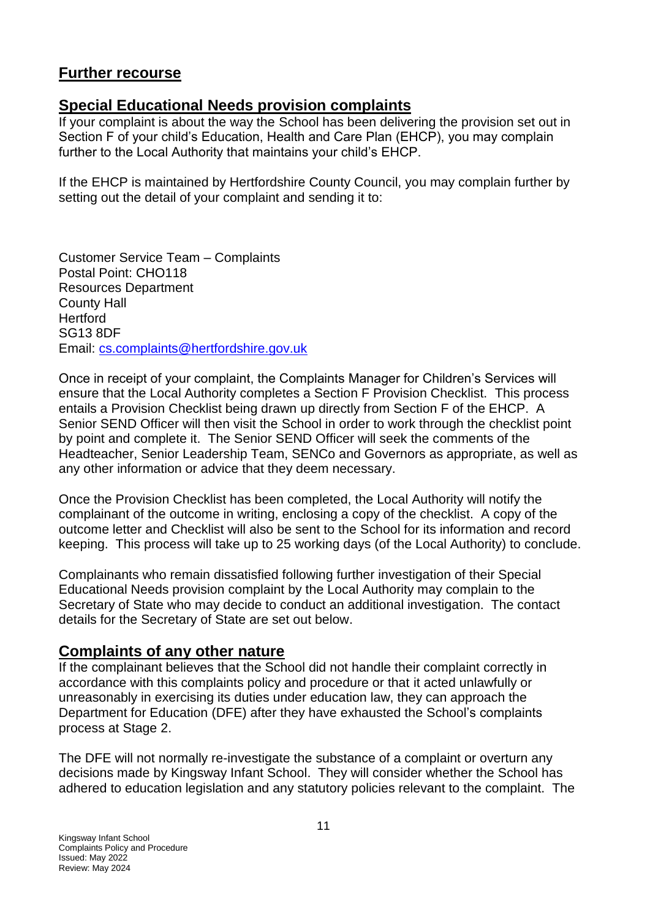## Further recourse

## Special Educational Needs provision complaints

If your complaint is about the way the School has been delivering the provision set out in Section F of your child's Education, Health and Care Plan (EHCP), you may complain further to the Local Authority that maintains your child's EHCP.

If the EHCP is maintained by Hertfordshire County Council, you may complain further by setting out the detail of your complaint and sending it to:

Customer Service Team – Complaints
Postal Point: CHO118
Resources Department
County Hall
Hertford
SG13 8DF
Email: cs.complaints@hertfordshire.gov.uk

Once in receipt of your complaint, the Complaints Manager for Children's Services will ensure that the Local Authority completes a Section F Provision Checklist. This process entails a Provision Checklist being drawn up directly from Section F of the EHCP. A Senior SEND Officer will then visit the School in order to work through the checklist point by point and complete it. The Senior SEND Officer will seek the comments of the Headteacher, Senior Leadership Team, SENCo and Governors as appropriate, as well as any other information or advice that they deem necessary.

Once the Provision Checklist has been completed, the Local Authority will notify the complainant of the outcome in writing, enclosing a copy of the checklist. A copy of the outcome letter and Checklist will also be sent to the School for its information and record keeping. This process will take up to 25 working days (of the Local Authority) to conclude.

Complainants who remain dissatisfied following further investigation of their Special Educational Needs provision complaint by the Local Authority may complain to the Secretary of State who may decide to conduct an additional investigation. The contact details for the Secretary of State are set out below.

## Complaints of any other nature

If the complainant believes that the School did not handle their complaint correctly in accordance with this complaints policy and procedure or that it acted unlawfully or unreasonably in exercising its duties under education law, they can approach the Department for Education (DFE) after they have exhausted the School's complaints process at Stage 2.

The DFE will not normally re-investigate the substance of a complaint or overturn any decisions made by Kingsway Infant School. They will consider whether the School has adhered to education legislation and any statutory policies relevant to the complaint. The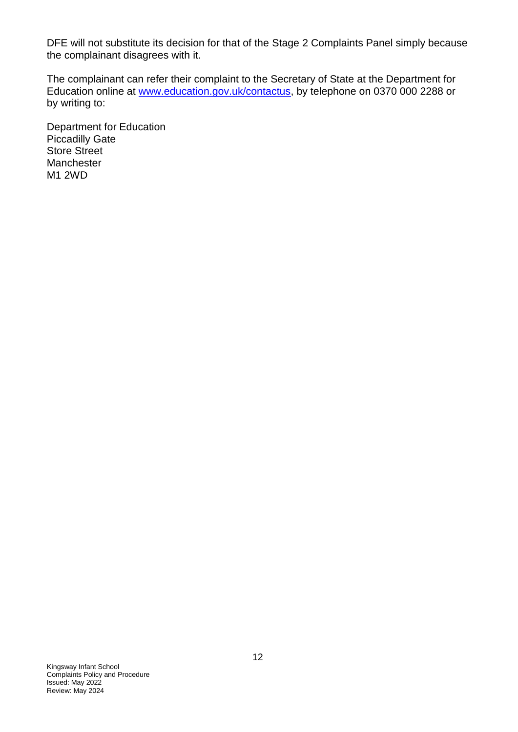DFE will not substitute its decision for that of the Stage 2 Complaints Panel simply because the complainant disagrees with it.

The complainant can refer their complaint to the Secretary of State at the Department for Education online at [www.education.gov.uk/contactus](www.education.gov.uk/contactus), by telephone on 0370 000 2288 or by writing to:

Department for Education  
Piccadilly Gate  
Store Street  
Manchester  
M1 2WD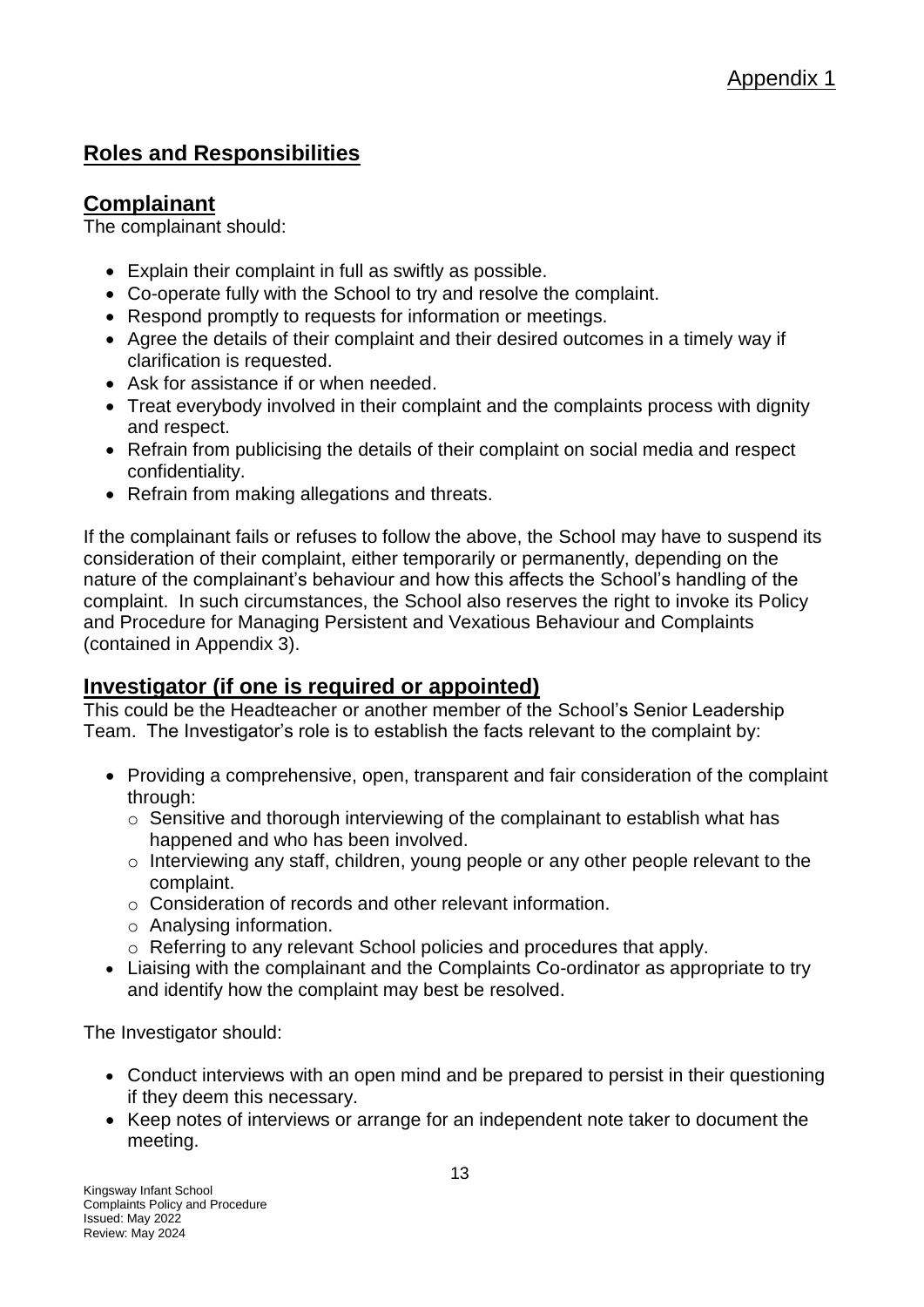Appendix 1

## Roles and Responsibilities

## Complainant

The complainant should:

- Explain their complaint in full as swiftly as possible.
- Co-operate fully with the School to try and resolve the complaint.
- Respond promptly to requests for information or meetings.
- Agree the details of their complaint and their desired outcomes in a timely way if clarification is requested.
- Ask for assistance if or when needed.
- Treat everybody involved in their complaint and the complaints process with dignity and respect.
- Refrain from publicising the details of their complaint on social media and respect confidentiality.
- Refrain from making allegations and threats.

If the complainant fails or refuses to follow the above, the School may have to suspend its consideration of their complaint, either temporarily or permanently, depending on the nature of the complainant's behaviour and how this affects the School's handling of the complaint. In such circumstances, the School also reserves the right to invoke its Policy and Procedure for Managing Persistent and Vexatious Behaviour and Complaints (contained in Appendix 3).

## Investigator (if one is required or appointed)

This could be the Headteacher or another member of the School's Senior Leadership Team. The Investigator's role is to establish the facts relevant to the complaint by:

- Providing a comprehensive, open, transparent and fair consideration of the complaint through:
  - Sensitive and thorough interviewing of the complainant to establish what has happened and who has been involved.
  - Interviewing any staff, children, young people or any other people relevant to the complaint.
  - Consideration of records and other relevant information.
  - Analysing information.
  - Referring to any relevant School policies and procedures that apply.
- Liaising with the complainant and the Complaints Co-ordinator as appropriate to try and identify how the complaint may best be resolved.

The Investigator should:

- Conduct interviews with an open mind and be prepared to persist in their questioning if they deem this necessary.
- Keep notes of interviews or arrange for an independent note taker to document the meeting.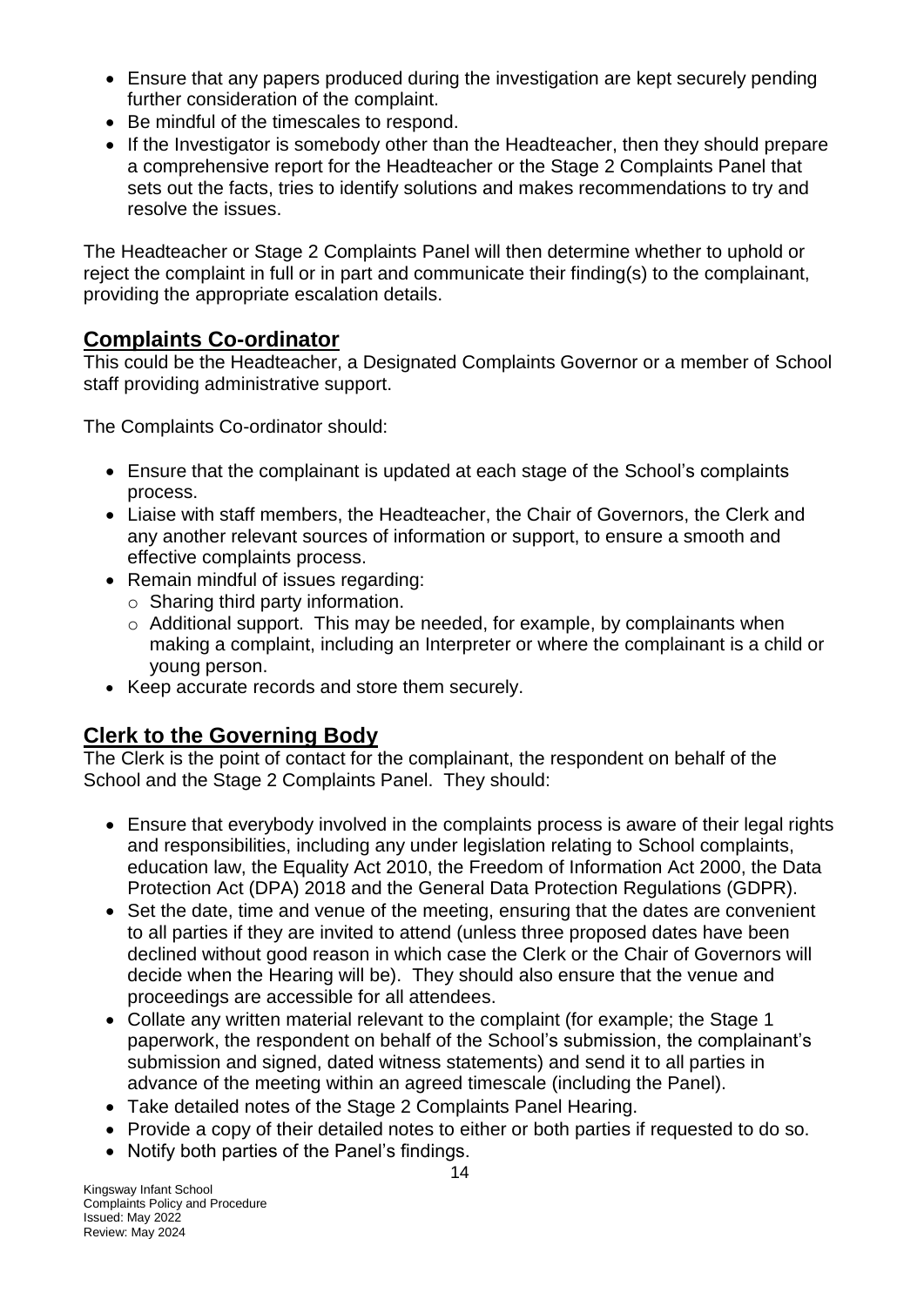- Ensure that any papers produced during the investigation are kept securely pending further consideration of the complaint.
- Be mindful of the timescales to respond.
- If the Investigator is somebody other than the Headteacher, then they should prepare a comprehensive report for the Headteacher or the Stage 2 Complaints Panel that sets out the facts, tries to identify solutions and makes recommendations to try and resolve the issues.

The Headteacher or Stage 2 Complaints Panel will then determine whether to uphold or reject the complaint in full or in part and communicate their finding(s) to the complainant, providing the appropriate escalation details.

## Complaints Co-ordinator

This could be the Headteacher, a Designated Complaints Governor or a member of School staff providing administrative support.

The Complaints Co-ordinator should:

- Ensure that the complainant is updated at each stage of the School's complaints process.
- Liaise with staff members, the Headteacher, the Chair of Governors, the Clerk and any another relevant sources of information or support, to ensure a smooth and effective complaints process.
- Remain mindful of issues regarding:
  - Sharing third party information.
  - Additional support. This may be needed, for example, by complainants when making a complaint, including an Interpreter or where the complainant is a child or young person.
- Keep accurate records and store them securely.

## Clerk to the Governing Body

The Clerk is the point of contact for the complainant, the respondent on behalf of the School and the Stage 2 Complaints Panel. They should:

- Ensure that everybody involved in the complaints process is aware of their legal rights and responsibilities, including any under legislation relating to School complaints, education law, the Equality Act 2010, the Freedom of Information Act 2000, the Data Protection Act (DPA) 2018 and the General Data Protection Regulations (GDPR).
- Set the date, time and venue of the meeting, ensuring that the dates are convenient to all parties if they are invited to attend (unless three proposed dates have been declined without good reason in which case the Clerk or the Chair of Governors will decide when the Hearing will be). They should also ensure that the venue and proceedings are accessible for all attendees.
- Collate any written material relevant to the complaint (for example; the Stage 1 paperwork, the respondent on behalf of the School's submission, the complainant's submission and signed, dated witness statements) and send it to all parties in advance of the meeting within an agreed timescale (including the Panel).
- Take detailed notes of the Stage 2 Complaints Panel Hearing.
- Provide a copy of their detailed notes to either or both parties if requested to do so.
- Notify both parties of the Panel's findings.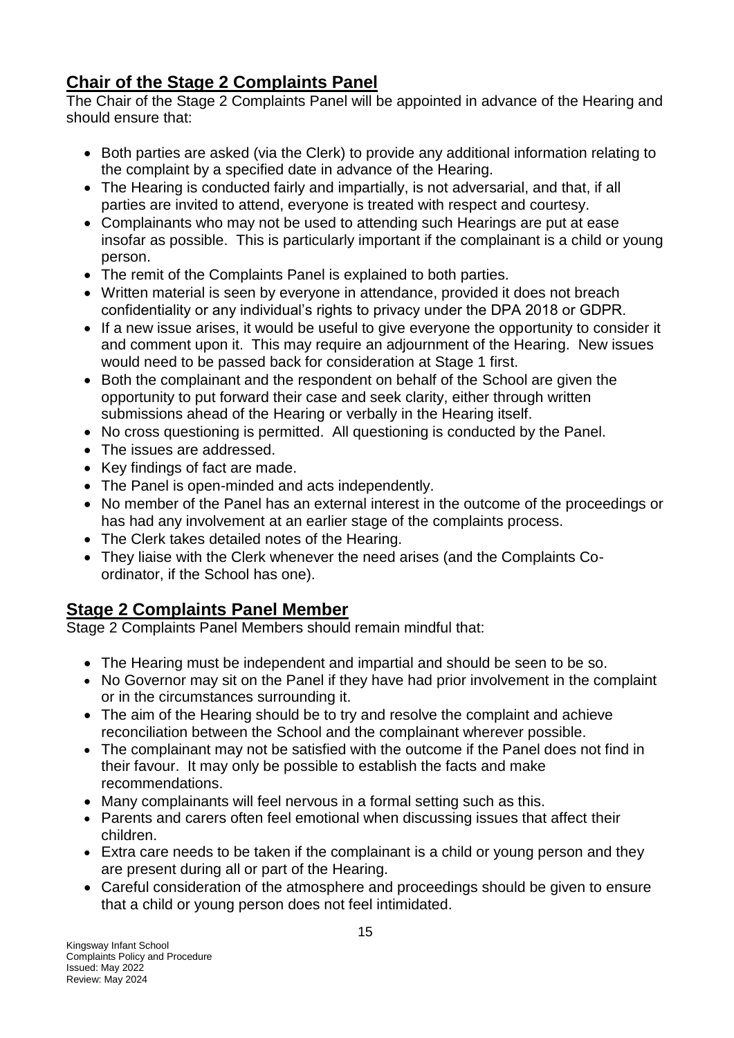## Chair of the Stage 2 Complaints Panel

The Chair of the Stage 2 Complaints Panel will be appointed in advance of the Hearing and should ensure that:

- Both parties are asked (via the Clerk) to provide any additional information relating to the complaint by a specified date in advance of the Hearing.
- The Hearing is conducted fairly and impartially, is not adversarial, and that, if all parties are invited to attend, everyone is treated with respect and courtesy.
- Complainants who may not be used to attending such Hearings are put at ease insofar as possible. This is particularly important if the complainant is a child or young person.
- The remit of the Complaints Panel is explained to both parties.
- Written material is seen by everyone in attendance, provided it does not breach confidentiality or any individual's rights to privacy under the DPA 2018 or GDPR.
- If a new issue arises, it would be useful to give everyone the opportunity to consider it and comment upon it. This may require an adjournment of the Hearing. New issues would need to be passed back for consideration at Stage 1 first.
- Both the complainant and the respondent on behalf of the School are given the opportunity to put forward their case and seek clarity, either through written submissions ahead of the Hearing or verbally in the Hearing itself.
- No cross questioning is permitted. All questioning is conducted by the Panel.
- The issues are addressed.
- Key findings of fact are made.
- The Panel is open-minded and acts independently.
- No member of the Panel has an external interest in the outcome of the proceedings or has had any involvement at an earlier stage of the complaints process.
- The Clerk takes detailed notes of the Hearing.
- They liaise with the Clerk whenever the need arises (and the Complaints Co-ordinator, if the School has one).

## Stage 2 Complaints Panel Member

Stage 2 Complaints Panel Members should remain mindful that:

- The Hearing must be independent and impartial and should be seen to be so.
- No Governor may sit on the Panel if they have had prior involvement in the complaint or in the circumstances surrounding it.
- The aim of the Hearing should be to try and resolve the complaint and achieve reconciliation between the School and the complainant wherever possible.
- The complainant may not be satisfied with the outcome if the Panel does not find in their favour. It may only be possible to establish the facts and make recommendations.
- Many complainants will feel nervous in a formal setting such as this.
- Parents and carers often feel emotional when discussing issues that affect their children.
- Extra care needs to be taken if the complainant is a child or young person and they are present during all or part of the Hearing.
- Careful consideration of the atmosphere and proceedings should be given to ensure that a child or young person does not feel intimidated.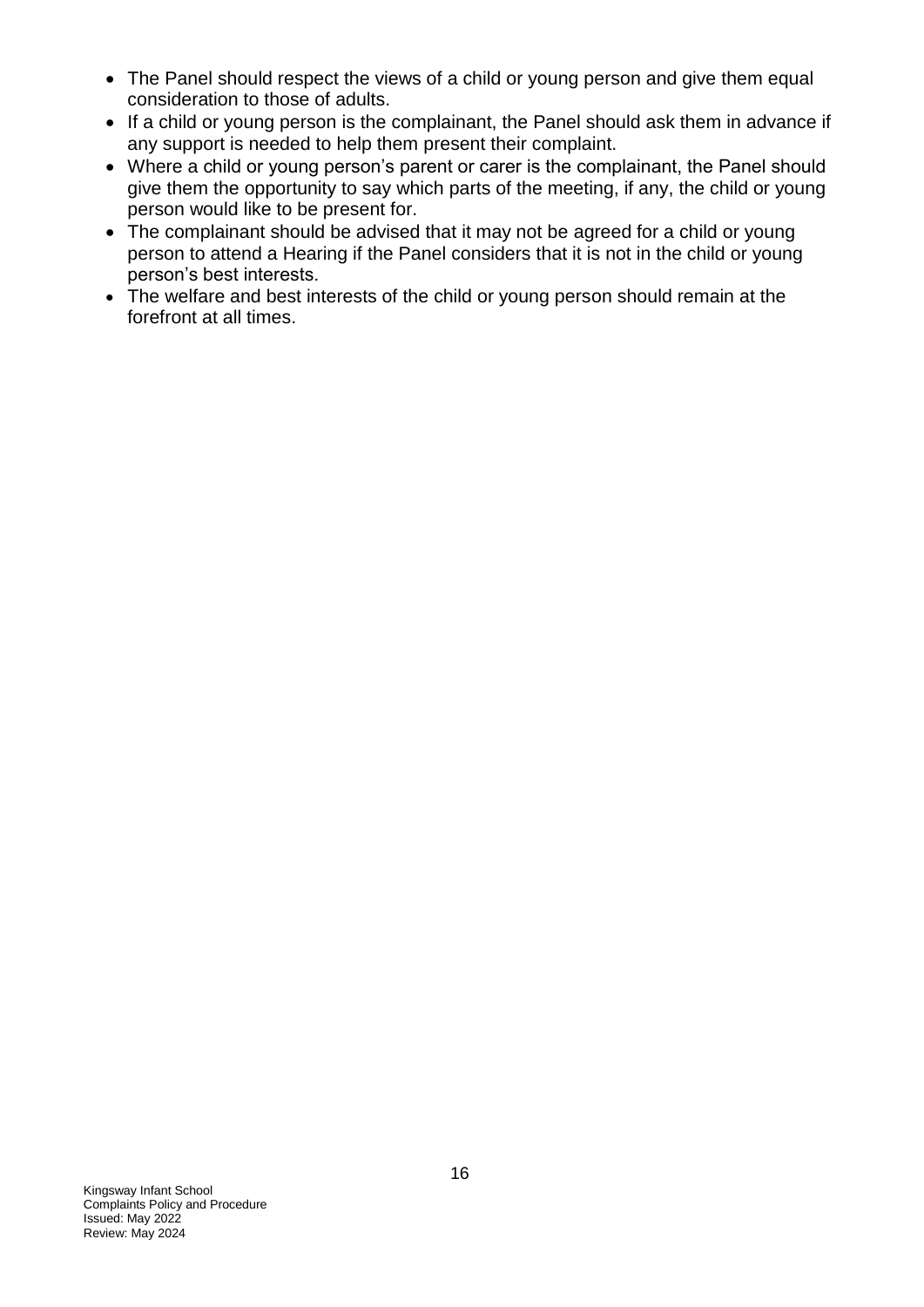- The Panel should respect the views of a child or young person and give them equal consideration to those of adults.
- If a child or young person is the complainant, the Panel should ask them in advance if any support is needed to help them present their complaint.
- Where a child or young person's parent or carer is the complainant, the Panel should give them the opportunity to say which parts of the meeting, if any, the child or young person would like to be present for.
- The complainant should be advised that it may not be agreed for a child or young person to attend a Hearing if the Panel considers that it is not in the child or young person's best interests.
- The welfare and best interests of the child or young person should remain at the forefront at all times.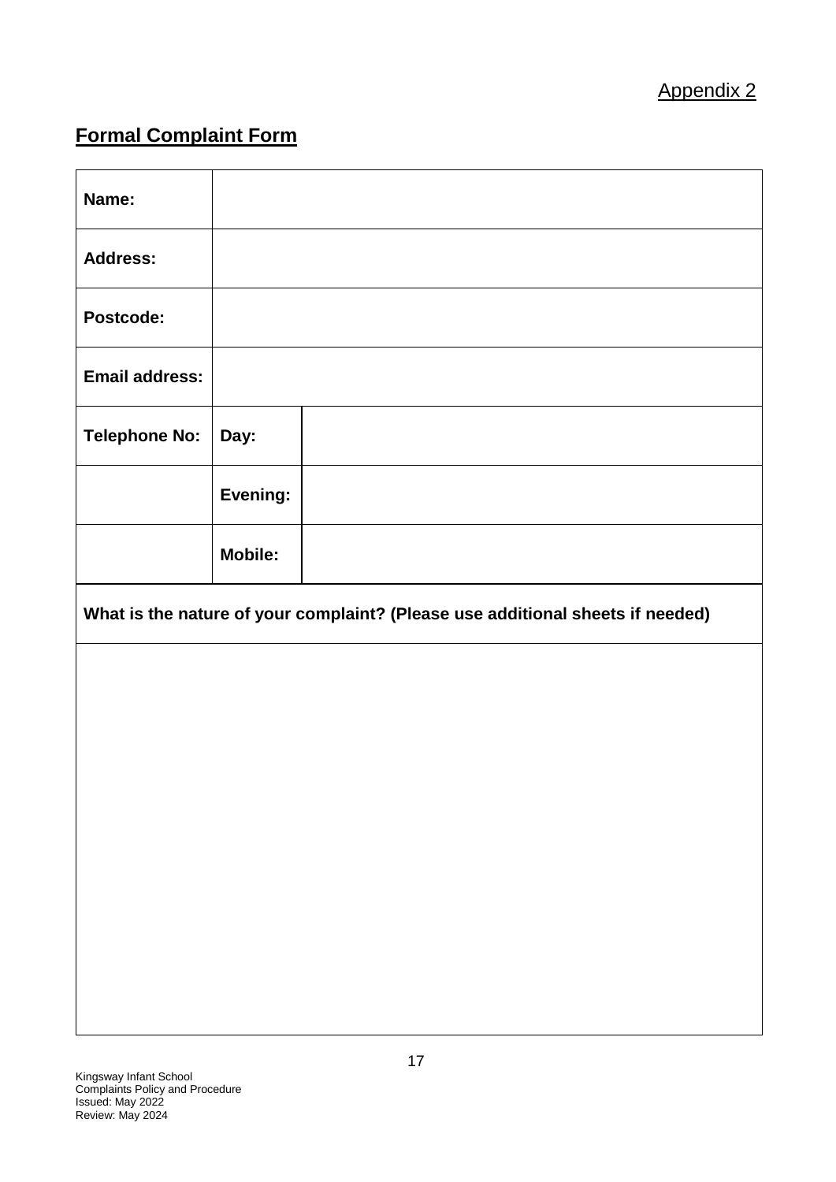Appendix 2

## Formal Complaint Form

| | | |
|---|---|---|
| **Name:** | | |
| **Address:** | | |
| **Postcode:** | | |
| **Email address:** | | |
| **Telephone No:** | **Day:** | |
| | **Evening:** | |
| | **Mobile:** | |

| **What is the nature of your complaint? (Please use additional sheets if needed)** |
|---|
| |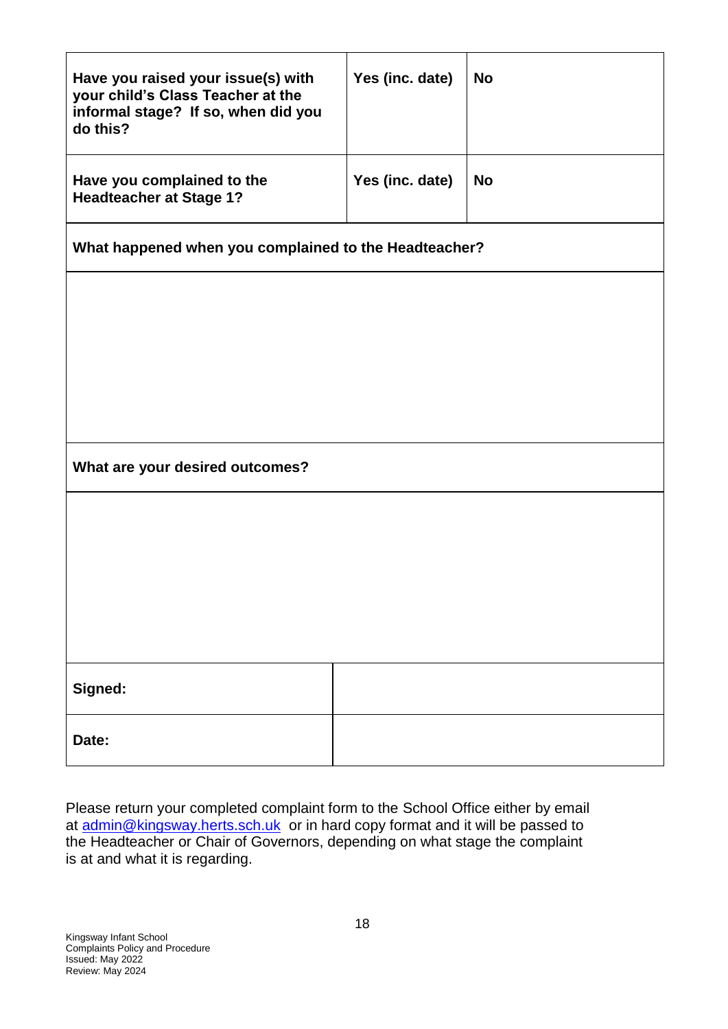| **Have you raised your issue(s) with your child's Class Teacher at the informal stage? If so, when did you do this?** | **Yes (inc. date)** | **No** |
| --- | --- | --- |
| **Have you complained to the Headteacher at Stage 1?** | **Yes (inc. date)** | **No** |

| **What happened when you complained to the Headteacher?** |
| --- |
| |

| **What are your desired outcomes?** |
| --- |
| |

| **Signed:** | |
| --- | --- |
| **Date:** | |

Please return your completed complaint form to the School Office either by email at admin@kingsway.herts.sch.uk or in hard copy format and it will be passed to the Headteacher or Chair of Governors, depending on what stage the complaint is at and what it is regarding.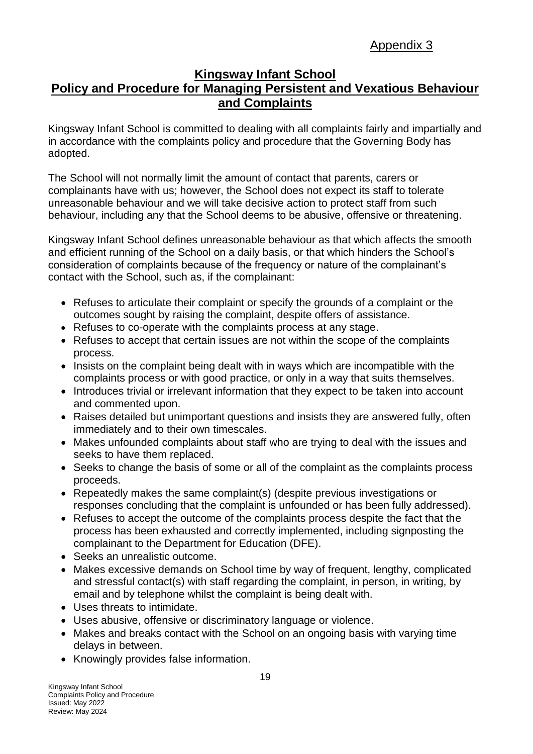Appendix 3

# Kingsway Infant School
## Policy and Procedure for Managing Persistent and Vexatious Behaviour and Complaints

Kingsway Infant School is committed to dealing with all complaints fairly and impartially and in accordance with the complaints policy and procedure that the Governing Body has adopted.

The School will not normally limit the amount of contact that parents, carers or complainants have with us; however, the School does not expect its staff to tolerate unreasonable behaviour and we will take decisive action to protect staff from such behaviour, including any that the School deems to be abusive, offensive or threatening.

Kingsway Infant School defines unreasonable behaviour as that which affects the smooth and efficient running of the School on a daily basis, or that which hinders the School's consideration of complaints because of the frequency or nature of the complainant's contact with the School, such as, if the complainant:

- Refuses to articulate their complaint or specify the grounds of a complaint or the outcomes sought by raising the complaint, despite offers of assistance.
- Refuses to co-operate with the complaints process at any stage.
- Refuses to accept that certain issues are not within the scope of the complaints process.
- Insists on the complaint being dealt with in ways which are incompatible with the complaints process or with good practice, or only in a way that suits themselves.
- Introduces trivial or irrelevant information that they expect to be taken into account and commented upon.
- Raises detailed but unimportant questions and insists they are answered fully, often immediately and to their own timescales.
- Makes unfounded complaints about staff who are trying to deal with the issues and seeks to have them replaced.
- Seeks to change the basis of some or all of the complaint as the complaints process proceeds.
- Repeatedly makes the same complaint(s) (despite previous investigations or responses concluding that the complaint is unfounded or has been fully addressed).
- Refuses to accept the outcome of the complaints process despite the fact that the process has been exhausted and correctly implemented, including signposting the complainant to the Department for Education (DFE).
- Seeks an unrealistic outcome.
- Makes excessive demands on School time by way of frequent, lengthy, complicated and stressful contact(s) with staff regarding the complaint, in person, in writing, by email and by telephone whilst the complaint is being dealt with.
- Uses threats to intimidate.
- Uses abusive, offensive or discriminatory language or violence.
- Makes and breaks contact with the School on an ongoing basis with varying time delays in between.
- Knowingly provides false information.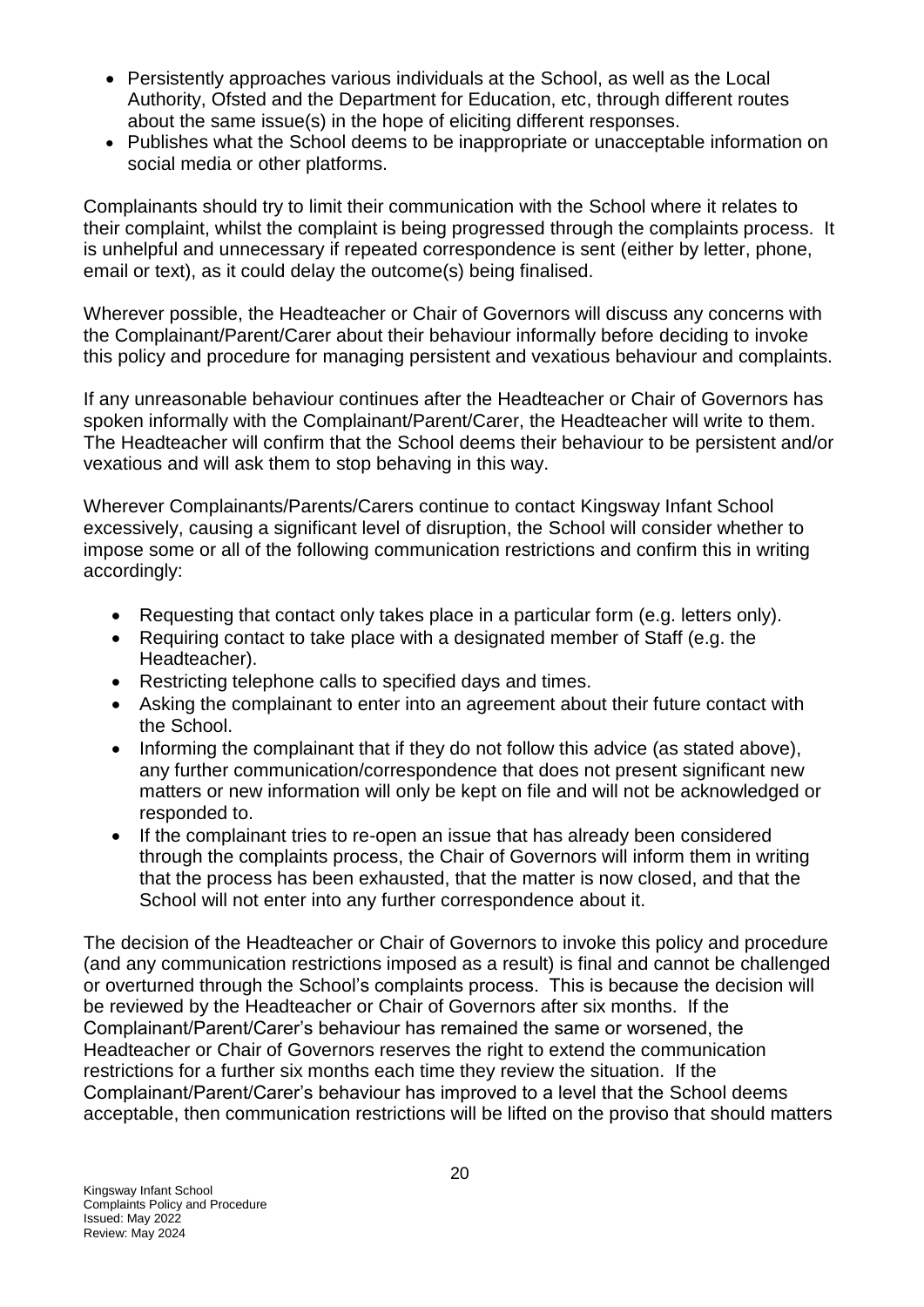- Persistently approaches various individuals at the School, as well as the Local Authority, Ofsted and the Department for Education, etc, through different routes about the same issue(s) in the hope of eliciting different responses.
- Publishes what the School deems to be inappropriate or unacceptable information on social media or other platforms.

Complainants should try to limit their communication with the School where it relates to their complaint, whilst the complaint is being progressed through the complaints process. It is unhelpful and unnecessary if repeated correspondence is sent (either by letter, phone, email or text), as it could delay the outcome(s) being finalised.

Wherever possible, the Headteacher or Chair of Governors will discuss any concerns with the Complainant/Parent/Carer about their behaviour informally before deciding to invoke this policy and procedure for managing persistent and vexatious behaviour and complaints.

If any unreasonable behaviour continues after the Headteacher or Chair of Governors has spoken informally with the Complainant/Parent/Carer, the Headteacher will write to them. The Headteacher will confirm that the School deems their behaviour to be persistent and/or vexatious and will ask them to stop behaving in this way.

Wherever Complainants/Parents/Carers continue to contact Kingsway Infant School excessively, causing a significant level of disruption, the School will consider whether to impose some or all of the following communication restrictions and confirm this in writing accordingly:

- Requesting that contact only takes place in a particular form (e.g. letters only).
- Requiring contact to take place with a designated member of Staff (e.g. the Headteacher).
- Restricting telephone calls to specified days and times.
- Asking the complainant to enter into an agreement about their future contact with the School.
- Informing the complainant that if they do not follow this advice (as stated above), any further communication/correspondence that does not present significant new matters or new information will only be kept on file and will not be acknowledged or responded to.
- If the complainant tries to re-open an issue that has already been considered through the complaints process, the Chair of Governors will inform them in writing that the process has been exhausted, that the matter is now closed, and that the School will not enter into any further correspondence about it.

The decision of the Headteacher or Chair of Governors to invoke this policy and procedure (and any communication restrictions imposed as a result) is final and cannot be challenged or overturned through the School's complaints process. This is because the decision will be reviewed by the Headteacher or Chair of Governors after six months. If the Complainant/Parent/Carer's behaviour has remained the same or worsened, the Headteacher or Chair of Governors reserves the right to extend the communication restrictions for a further six months each time they review the situation. If the Complainant/Parent/Carer's behaviour has improved to a level that the School deems acceptable, then communication restrictions will be lifted on the proviso that should matters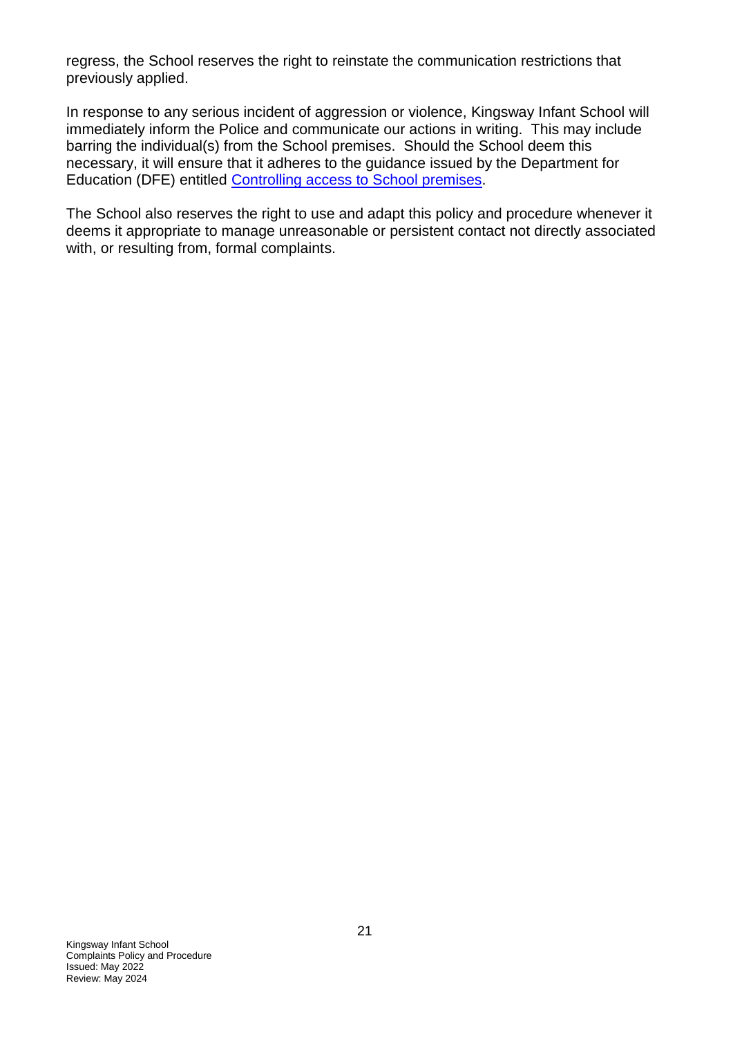regress, the School reserves the right to reinstate the communication restrictions that previously applied.

In response to any serious incident of aggression or violence, Kingsway Infant School will immediately inform the Police and communicate our actions in writing. This may include barring the individual(s) from the School premises. Should the School deem this necessary, it will ensure that it adheres to the guidance issued by the Department for Education (DFE) entitled Controlling access to School premises.

The School also reserves the right to use and adapt this policy and procedure whenever it deems it appropriate to manage unreasonable or persistent contact not directly associated with, or resulting from, formal complaints.